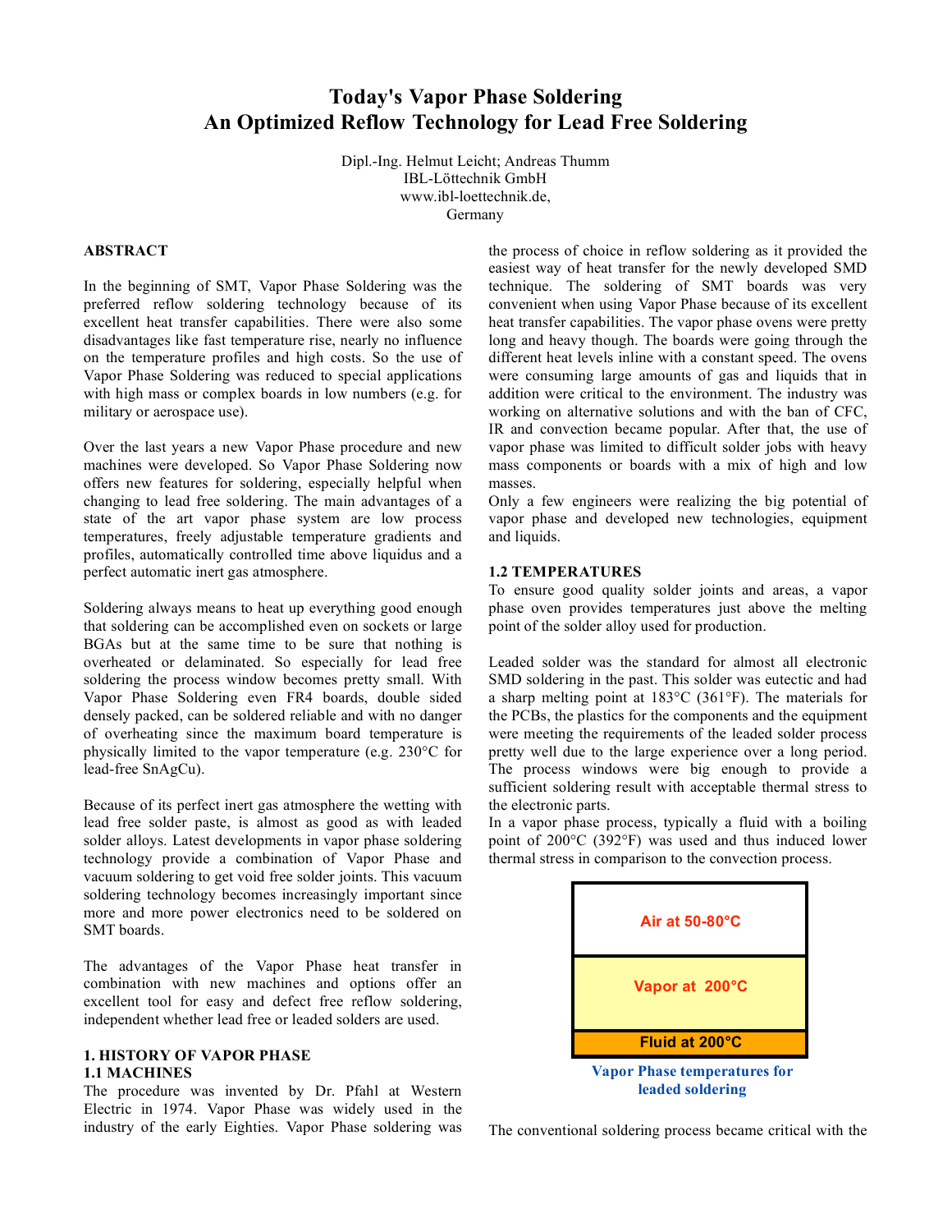# Today's Vapor Phase Soldering
# An Optimized Reflow Technology for Lead Free Soldering

Dipl.-Ing. Helmut Leicht; Andreas Thumm
IBL-Löttechnik GmbH
www.ibl-loettechnik.de,
Germany

## ABSTRACT

In the beginning of SMT, Vapor Phase Soldering was the preferred reflow soldering technology because of its excellent heat transfer capabilities. There were also some disadvantages like fast temperature rise, nearly no influence on the temperature profiles and high costs. So the use of Vapor Phase Soldering was reduced to special applications with high mass or complex boards in low numbers (e.g. for military or aerospace use).

Over the last years a new Vapor Phase procedure and new machines were developed. So Vapor Phase Soldering now offers new features for soldering, especially helpful when changing to lead free soldering. The main advantages of a state of the art vapor phase system are low process temperatures, freely adjustable temperature gradients and profiles, automatically controlled time above liquidus and a perfect automatic inert gas atmosphere.

Soldering always means to heat up everything good enough that soldering can be accomplished even on sockets or large BGAs but at the same time to be sure that nothing is overheated or delaminated. So especially for lead free soldering the process window becomes pretty small. With Vapor Phase Soldering even FR4 boards, double sided densely packed, can be soldered reliable and with no danger of overheating since the maximum board temperature is physically limited to the vapor temperature (e.g. 230°C for lead-free SnAgCu).

Because of its perfect inert gas atmosphere the wetting with lead free solder paste, is almost as good as with leaded solder alloys. Latest developments in vapor phase soldering technology provide a combination of Vapor Phase and vacuum soldering to get void free solder joints. This vacuum soldering technology becomes increasingly important since more and more power electronics need to be soldered on SMT boards.

The advantages of the Vapor Phase heat transfer in combination with new machines and options offer an excellent tool for easy and defect free reflow soldering, independent whether lead free or leaded solders are used.

## 1. HISTORY OF VAPOR PHASE

### 1.1 MACHINES

The procedure was invented by Dr. Pfahl at Western Electric in 1974. Vapor Phase was widely used in the industry of the early Eighties. Vapor Phase soldering was the process of choice in reflow soldering as it provided the easiest way of heat transfer for the newly developed SMD technique. The soldering of SMT boards was very convenient when using Vapor Phase because of its excellent heat transfer capabilities. The vapor phase ovens were pretty long and heavy though. The boards were going through the different heat levels inline with a constant speed. The ovens were consuming large amounts of gas and liquids that in addition were critical to the environment. The industry was working on alternative solutions and with the ban of CFC, IR and convection became popular. After that, the use of vapor phase was limited to difficult solder jobs with heavy mass components or boards with a mix of high and low masses.

Only a few engineers were realizing the big potential of vapor phase and developed new technologies, equipment and liquids.

### 1.2 TEMPERATURES

To ensure good quality solder joints and areas, a vapor phase oven provides temperatures just above the melting point of the solder alloy used for production.

Leaded solder was the standard for almost all electronic SMD soldering in the past. This solder was eutectic and had a sharp melting point at 183°C (361°F). The materials for the PCBs, the plastics for the components and the equipment were meeting the requirements of the leaded solder process pretty well due to the large experience over a long period. The process windows were big enough to provide a sufficient soldering result with acceptable thermal stress to the electronic parts.

In a vapor phase process, typically a fluid with a boiling point of 200°C (392°F) was used and thus induced lower thermal stress in comparison to the convection process.

| Air at 50-80°C |
|---|
| Vapor at 200°C |
| Fluid at 200°C |

Vapor Phase temperatures for leaded soldering

The conventional soldering process became critical with the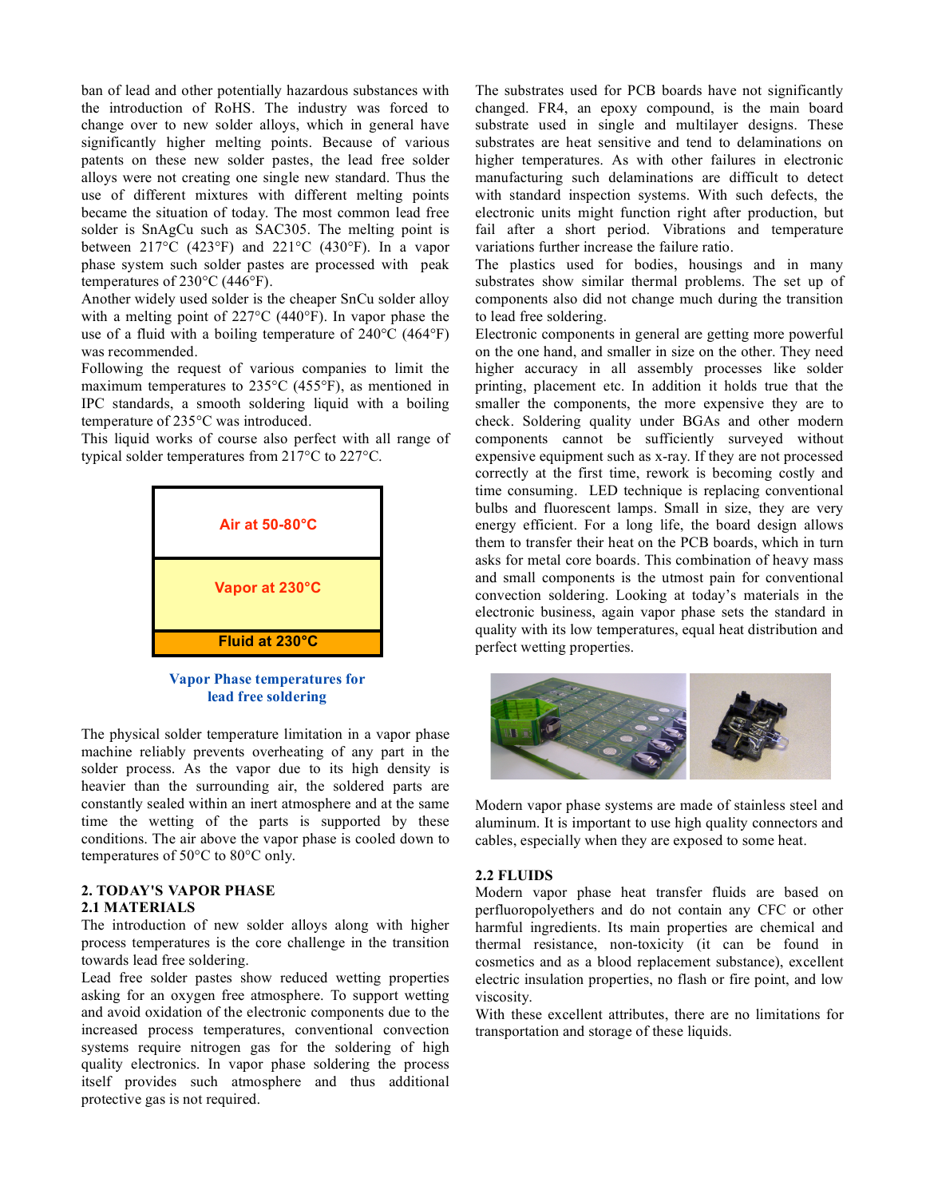ban of lead and other potentially hazardous substances with the introduction of RoHS. The industry was forced to change over to new solder alloys, which in general have significantly higher melting points. Because of various patents on these new solder pastes, the lead free solder alloys were not creating one single new standard. Thus the use of different mixtures with different melting points became the situation of today. The most common lead free solder is SnAgCu such as SAC305. The melting point is between 217°C (423°F) and 221°C (430°F). In a vapor phase system such solder pastes are processed with peak temperatures of 230°C (446°F).

Another widely used solder is the cheaper SnCu solder alloy with a melting point of 227°C (440°F). In vapor phase the use of a fluid with a boiling temperature of 240°C (464°F) was recommended.

Following the request of various companies to limit the maximum temperatures to 235°C (455°F), as mentioned in IPC standards, a smooth soldering liquid with a boiling temperature of 235°C was introduced.

This liquid works of course also perfect with all range of typical solder temperatures from 217°C to 227°C.

| Air at 50-80°C |
|---|
| Vapor at 230°C |
| Fluid at 230°C |

Vapor Phase temperatures for lead free soldering

The physical solder temperature limitation in a vapor phase machine reliably prevents overheating of any part in the solder process. As the vapor due to its high density is heavier than the surrounding air, the soldered parts are constantly sealed within an inert atmosphere and at the same time the wetting of the parts is supported by these conditions. The air above the vapor phase is cooled down to temperatures of 50°C to 80°C only.

## 2. TODAY'S VAPOR PHASE

### 2.1 MATERIALS

The introduction of new solder alloys along with higher process temperatures is the core challenge in the transition towards lead free soldering.

Lead free solder pastes show reduced wetting properties asking for an oxygen free atmosphere. To support wetting and avoid oxidation of the electronic components due to the increased process temperatures, conventional convection systems require nitrogen gas for the soldering of high quality electronics. In vapor phase soldering the process itself provides such atmosphere and thus additional protective gas is not required.

The substrates used for PCB boards have not significantly changed. FR4, an epoxy compound, is the main board substrate used in single and multilayer designs. These substrates are heat sensitive and tend to delaminations on higher temperatures. As with other failures in electronic manufacturing such delaminations are difficult to detect with standard inspection systems. With such defects, the electronic units might function right after production, but fail after a short period. Vibrations and temperature variations further increase the failure ratio.

The plastics used for bodies, housings and in many substrates show similar thermal problems. The set up of components also did not change much during the transition to lead free soldering.

Electronic components in general are getting more powerful on the one hand, and smaller in size on the other. They need higher accuracy in all assembly processes like solder printing, placement etc. In addition it holds true that the smaller the components, the more expensive they are to check. Soldering quality under BGAs and other modern components cannot be sufficiently surveyed without expensive equipment such as x-ray. If they are not processed correctly at the first time, rework is becoming costly and time consuming. LED technique is replacing conventional bulbs and fluorescent lamps. Small in size, they are very energy efficient. For a long life, the board design allows them to transfer their heat on the PCB boards, which in turn asks for metal core boards. This combination of heavy mass and small components is the utmost pain for conventional convection soldering. Looking at today's materials in the electronic business, again vapor phase sets the standard in quality with its low temperatures, equal heat distribution and perfect wetting properties.

Modern vapor phase systems are made of stainless steel and aluminum. It is important to use high quality connectors and cables, especially when they are exposed to some heat.

### 2.2 FLUIDS

Modern vapor phase heat transfer fluids are based on perfluoropolyethers and do not contain any CFC or other harmful ingredients. Its main properties are chemical and thermal resistance, non-toxicity (it can be found in cosmetics and as a blood replacement substance), excellent electric insulation properties, no flash or fire point, and low viscosity.

With these excellent attributes, there are no limitations for transportation and storage of these liquids.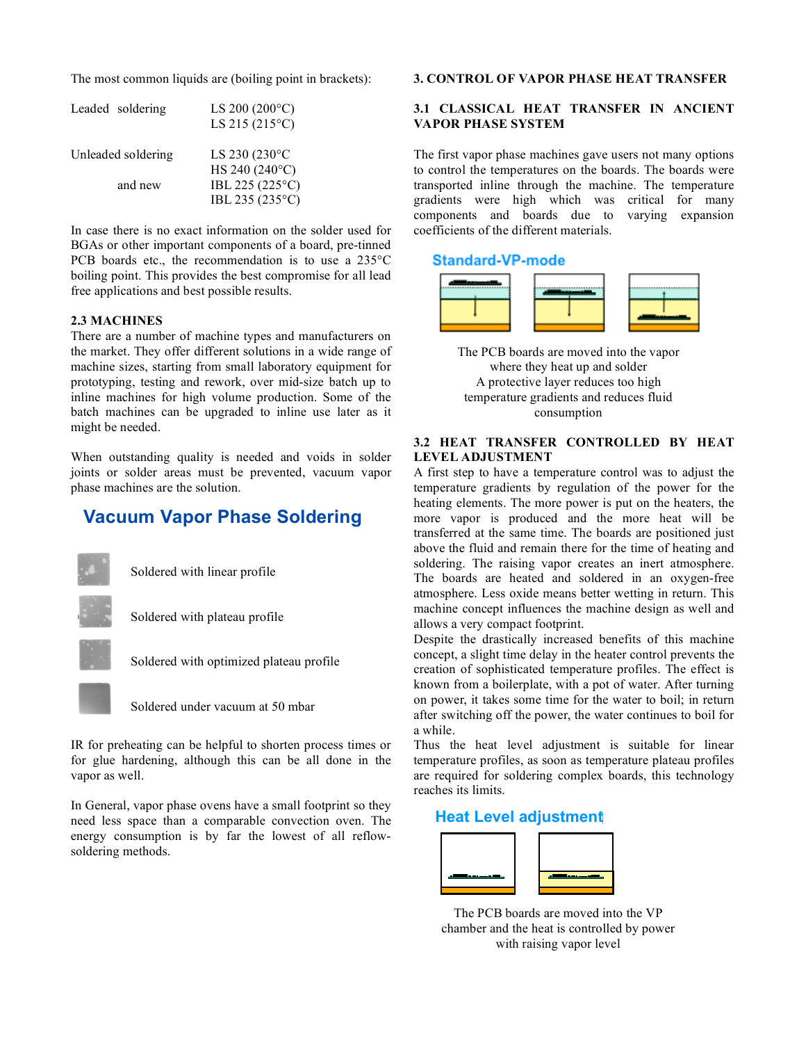The most common liquids are (boiling point in brackets):

| | |
|---|---|
| Leaded soldering | LS 200 (200°C) |
| | LS 215 (215°C) |
| Unleaded soldering | LS 230 (230°C |
| | HS 240 (240°C) |
| and new | IBL 225 (225°C) |
| | IBL 235 (235°C) |

In case there is no exact information on the solder used for BGAs or other important components of a board, pre-tinned PCB boards etc., the recommendation is to use a 235°C boiling point. This provides the best compromise for all lead free applications and best possible results.

### 2.3 MACHINES

There are a number of machine types and manufacturers on the market. They offer different solutions in a wide range of machine sizes, starting from small laboratory equipment for prototyping, testing and rework, over mid-size batch up to inline machines for high volume production. Some of the batch machines can be upgraded to inline use later as it might be needed.

When outstanding quality is needed and voids in solder joints or solder areas must be prevented, vacuum vapor phase machines are the solution.

**Vacuum Vapor Phase Soldering**

Soldered with linear profile

Soldered with plateau profile

Soldered with optimized plateau profile

Soldered under vacuum at 50 mbar

IR for preheating can be helpful to shorten process times or for glue hardening, although this can be all done in the vapor as well.

In General, vapor phase ovens have a small footprint so they need less space than a comparable convection oven. The energy consumption is by far the lowest of all reflow-soldering methods.

## 3. CONTROL OF VAPOR PHASE HEAT TRANSFER

### 3.1 CLASSICAL HEAT TRANSFER IN ANCIENT VAPOR PHASE SYSTEM

The first vapor phase machines gave users not many options to control the temperatures on the boards. The boards were transported inline through the machine. The temperature gradients were high which was critical for many components and boards due to varying expansion coefficients of the different materials.

**Standard-VP-mode**

The PCB boards are moved into the vapor where they heat up and solder
A protective layer reduces too high temperature gradients and reduces fluid consumption

### 3.2 HEAT TRANSFER CONTROLLED BY HEAT LEVEL ADJUSTMENT

A first step to have a temperature control was to adjust the temperature gradients by regulation of the power for the heating elements. The more power is put on the heaters, the more vapor is produced and the more heat will be transferred at the same time. The boards are positioned just above the fluid and remain there for the time of heating and soldering. The raising vapor creates an inert atmosphere. The boards are heated and soldered in an oxygen-free atmosphere. Less oxide means better wetting in return. This machine concept influences the machine design as well and allows a very compact footprint.

Despite the drastically increased benefits of this machine concept, a slight time delay in the heater control prevents the creation of sophisticated temperature profiles. The effect is known from a boilerplate, with a pot of water. After turning on power, it takes some time for the water to boil; in return after switching off the power, the water continues to boil for a while.

Thus the heat level adjustment is suitable for linear temperature profiles, as soon as temperature plateau profiles are required for soldering complex boards, this technology reaches its limits.

**Heat Level adjustment**

The PCB boards are moved into the VP chamber and the heat is controlled by power with raising vapor level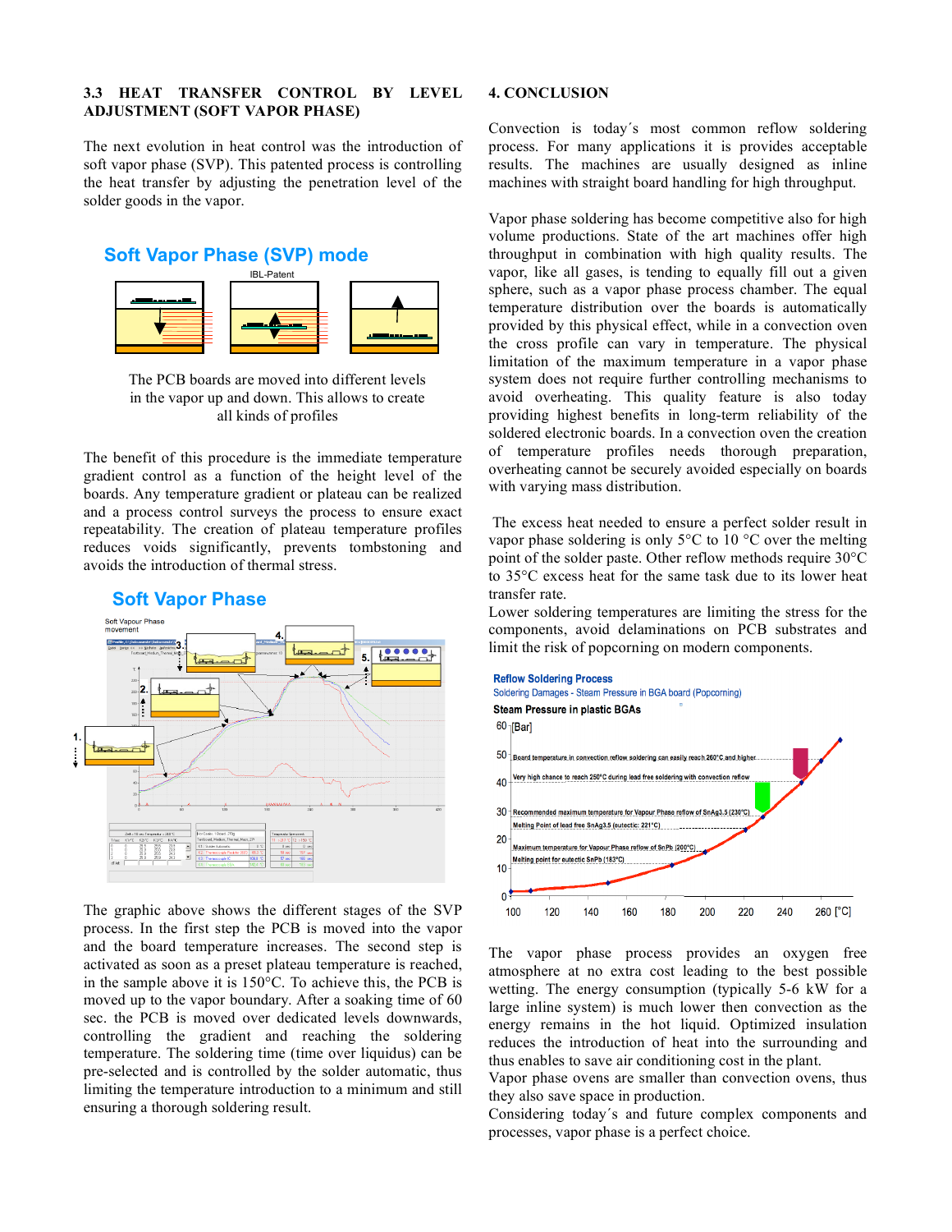### 3.3 HEAT TRANSFER CONTROL BY LEVEL ADJUSTMENT (SOFT VAPOR PHASE)

The next evolution in heat control was the introduction of soft vapor phase (SVP). This patented process is controlling the heat transfer by adjusting the penetration level of the solder goods in the vapor.

**Soft Vapor Phase (SVP) mode**

IBL-Patent

The PCB boards are moved into different levels in the vapor up and down. This allows to create all kinds of profiles

The benefit of this procedure is the immediate temperature gradient control as a function of the height level of the boards. Any temperature gradient or plateau can be realized and a process control surveys the process to ensure exact repeatability. The creation of plateau temperature profiles reduces voids significantly, prevents tombstoning and avoids the introduction of thermal stress.

**Soft Vapor Phase**

The graphic above shows the different stages of the SVP process. In the first step the PCB is moved into the vapor and the board temperature increases. The second step is activated as soon as a preset plateau temperature is reached, in the sample above it is 150°C. To achieve this, the PCB is moved up to the vapor boundary. After a soaking time of 60 sec. the PCB is moved over dedicated levels downwards, controlling the gradient and reaching the soldering temperature. The soldering time (time over liquidus) can be pre-selected and is controlled by the solder automatic, thus limiting the temperature introduction to a minimum and still ensuring a thorough soldering result.

## 4. CONCLUSION

Convection is today´s most common reflow soldering process. For many applications it is provides acceptable results. The machines are usually designed as inline machines with straight board handling for high throughput.

Vapor phase soldering has become competitive also for high volume productions. State of the art machines offer high throughput in combination with high quality results. The vapor, like all gases, is tending to equally fill out a given sphere, such as a vapor phase process chamber. The equal temperature distribution over the boards is automatically provided by this physical effect, while in a convection oven the cross profile can vary in temperature. The physical limitation of the maximum temperature in a vapor phase system does not require further controlling mechanisms to avoid overheating. This quality feature is also today providing highest benefits in long-term reliability of the soldered electronic boards. In a convection oven the creation of temperature profiles needs thorough preparation, overheating cannot be securely avoided especially on boards with varying mass distribution.

The excess heat needed to ensure a perfect solder result in vapor phase soldering is only 5°C to 10 °C over the melting point of the solder paste. Other reflow methods require 30°C to 35°C excess heat for the same task due to its lower heat transfer rate.
Lower soldering temperatures are limiting the stress for the components, avoid delaminations on PCB substrates and limit the risk of popcorning on modern components.

**Reflow Soldering Process**
Soldering Damages - Steam Pressure in BGA board (Popcorning)
**Steam Pressure in plastic BGAs**

The vapor phase process provides an oxygen free atmosphere at no extra cost leading to the best possible wetting. The energy consumption (typically 5-6 kW for a large inline system) is much lower then convection as the energy remains in the hot liquid. Optimized insulation reduces the introduction of heat into the surrounding and thus enables to save air conditioning cost in the plant.
Vapor phase ovens are smaller than convection ovens, thus they also save space in production.
Considering today´s and future complex components and processes, vapor phase is a perfect choice.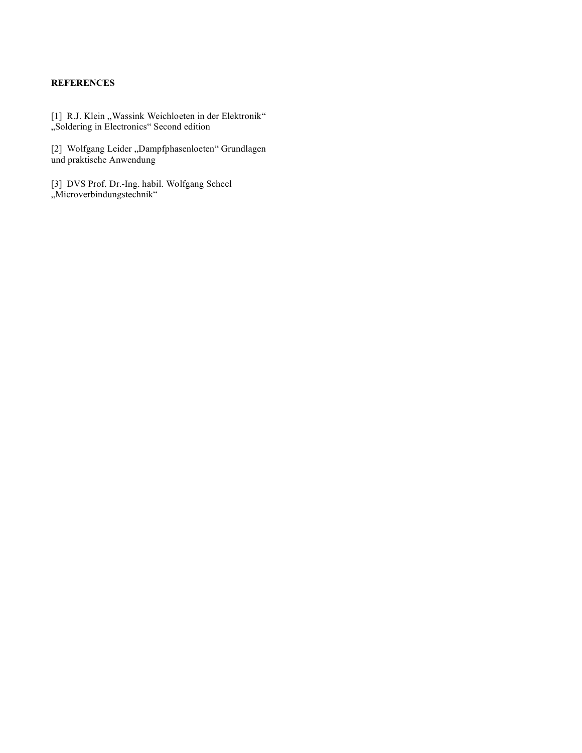**REFERENCES**

[1] R.J. Klein „Wassink Weichloeten in der Elektronik" „Soldering in Electronics" Second edition

[2] Wolfgang Leider „Dampfphasenloeten" Grundlagen und praktische Anwendung

[3] DVS Prof. Dr.-Ing. habil. Wolfgang Scheel „Microverbindungstechnik"